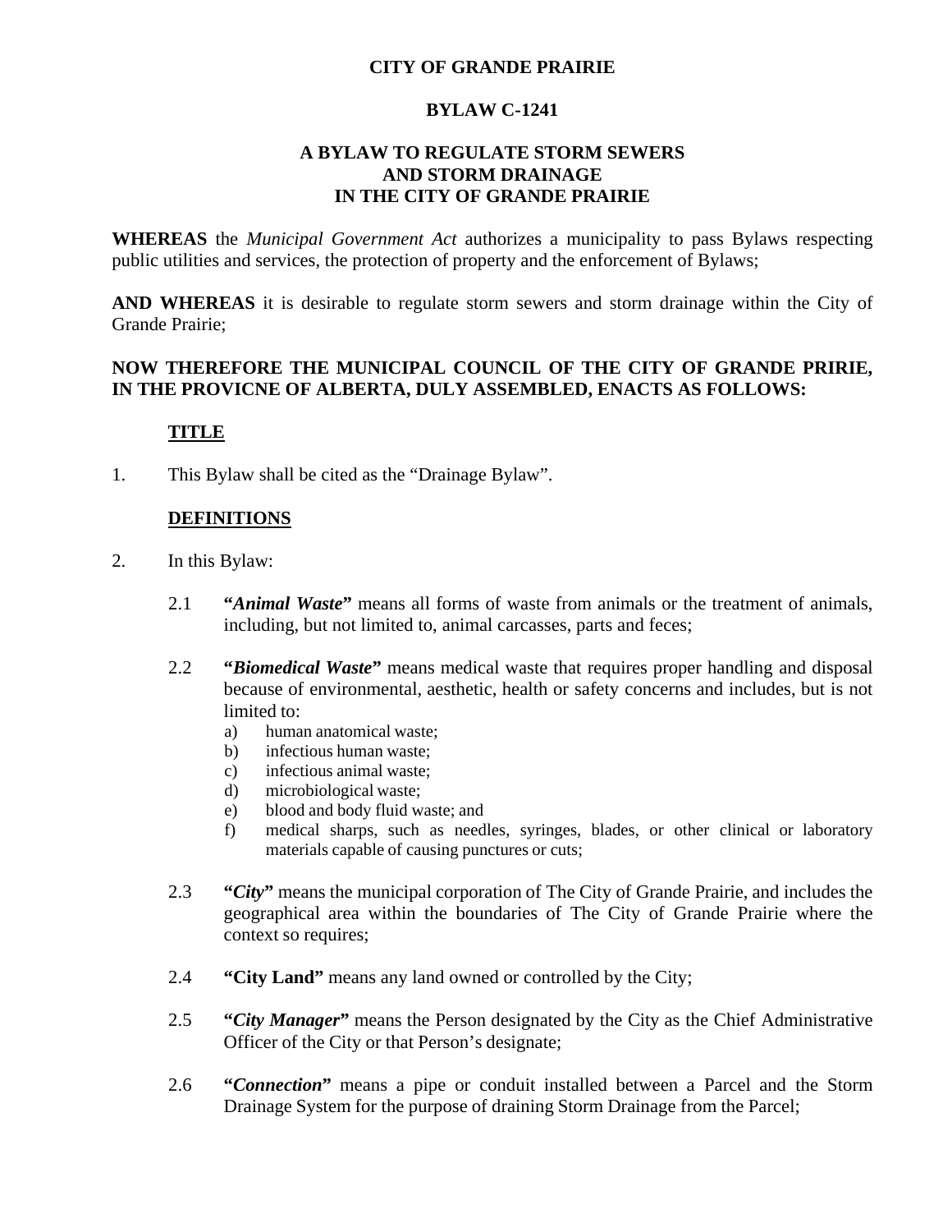# CITY OF GRANDE PRAIRIE

## BYLAW C-1241

## A BYLAW TO REGULATE STORM SEWERS AND STORM DRAINAGE IN THE CITY OF GRANDE PRAIRIE

**WHEREAS** the *Municipal Government Act* authorizes a municipality to pass Bylaws respecting public utilities and services, the protection of property and the enforcement of Bylaws;

**AND WHEREAS** it is desirable to regulate storm sewers and storm drainage within the City of Grande Prairie;

**NOW THEREFORE THE MUNICIPAL COUNCIL OF THE CITY OF GRANDE PRIRIE, IN THE PROVICNE OF ALBERTA, DULY ASSEMBLED, ENACTS AS FOLLOWS:**

**TITLE**

1. This Bylaw shall be cited as the "Drainage Bylaw".

**DEFINITIONS**

2. In this Bylaw:

   2.1 **"*Animal Waste*"** means all forms of waste from animals or the treatment of animals, including, but not limited to, animal carcasses, parts and feces;

   2.2 **"*Biomedical Waste*"** means medical waste that requires proper handling and disposal because of environmental, aesthetic, health or safety concerns and includes, but is not limited to:
      a) human anatomical waste;
      b) infectious human waste;
      c) infectious animal waste;
      d) microbiological waste;
      e) blood and body fluid waste; and
      f) medical sharps, such as needles, syringes, blades, or other clinical or laboratory materials capable of causing punctures or cuts;

   2.3 **"*City*"** means the municipal corporation of The City of Grande Prairie, and includes the geographical area within the boundaries of The City of Grande Prairie where the context so requires;

   2.4 **"City Land"** means any land owned or controlled by the City;

   2.5 **"*City Manager*"** means the Person designated by the City as the Chief Administrative Officer of the City or that Person's designate;

   2.6 **"*Connection*"** means a pipe or conduit installed between a Parcel and the Storm Drainage System for the purpose of draining Storm Drainage from the Parcel;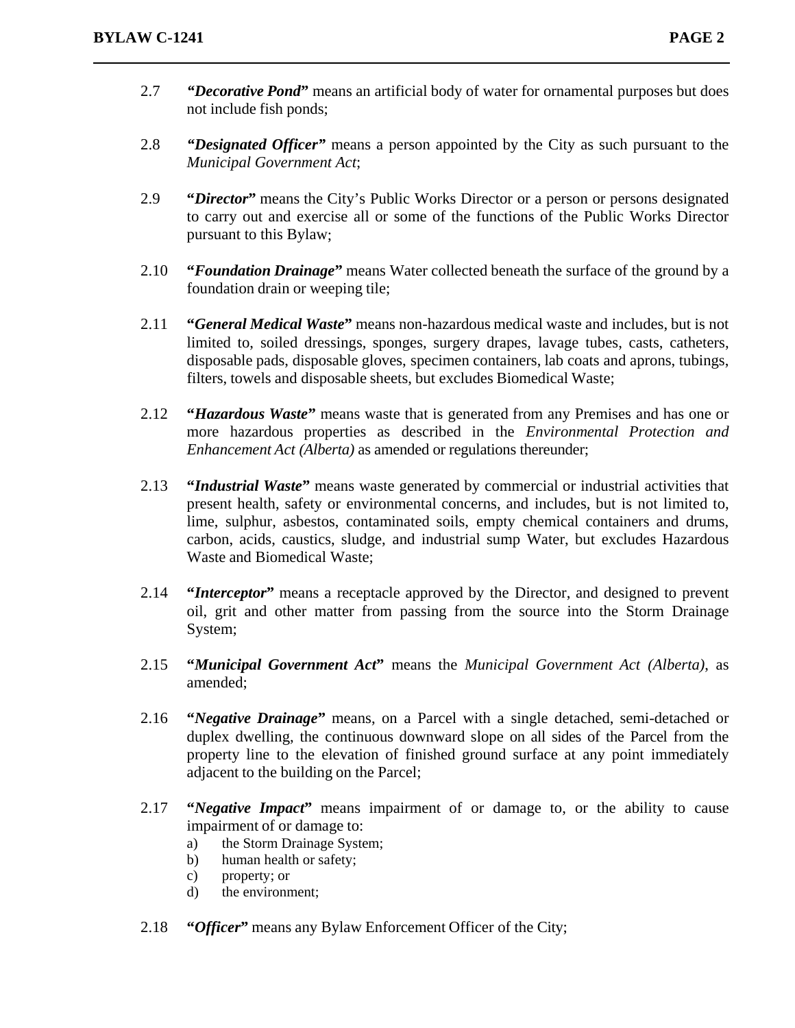2.7 ***"Decorative Pond"*** means an artificial body of water for ornamental purposes but does not include fish ponds;

2.8 ***"Designated Officer"*** means a person appointed by the City as such pursuant to the *Municipal Government Act*;

2.9 **"*Director*"** means the City's Public Works Director or a person or persons designated to carry out and exercise all or some of the functions of the Public Works Director pursuant to this Bylaw;

2.10 **"*Foundation Drainage*"** means Water collected beneath the surface of the ground by a foundation drain or weeping tile;

2.11 **"*General Medical Waste*"** means non-hazardous medical waste and includes, but is not limited to, soiled dressings, sponges, surgery drapes, lavage tubes, casts, catheters, disposable pads, disposable gloves, specimen containers, lab coats and aprons, tubings, filters, towels and disposable sheets, but excludes Biomedical Waste;

2.12 **"*Hazardous Waste*"** means waste that is generated from any Premises and has one or more hazardous properties as described in the *Environmental Protection and Enhancement Act (Alberta)* as amended or regulations thereunder;

2.13 **"*Industrial Waste*"** means waste generated by commercial or industrial activities that present health, safety or environmental concerns, and includes, but is not limited to, lime, sulphur, asbestos, contaminated soils, empty chemical containers and drums, carbon, acids, caustics, sludge, and industrial sump Water, but excludes Hazardous Waste and Biomedical Waste;

2.14 **"*Interceptor*"** means a receptacle approved by the Director, and designed to prevent oil, grit and other matter from passing from the source into the Storm Drainage System;

2.15 **"*Municipal Government Act*"** means the *Municipal Government Act (Alberta)*, as amended;

2.16 **"*Negative Drainage*"** means, on a Parcel with a single detached, semi-detached or duplex dwelling, the continuous downward slope on all sides of the Parcel from the property line to the elevation of finished ground surface at any point immediately adjacent to the building on the Parcel;

2.17 **"*Negative Impact*"** means impairment of or damage to, or the ability to cause impairment of or damage to:

a) the Storm Drainage System;
b) human health or safety;
c) property; or
d) the environment;

2.18 **"*Officer*"** means any Bylaw Enforcement Officer of the City;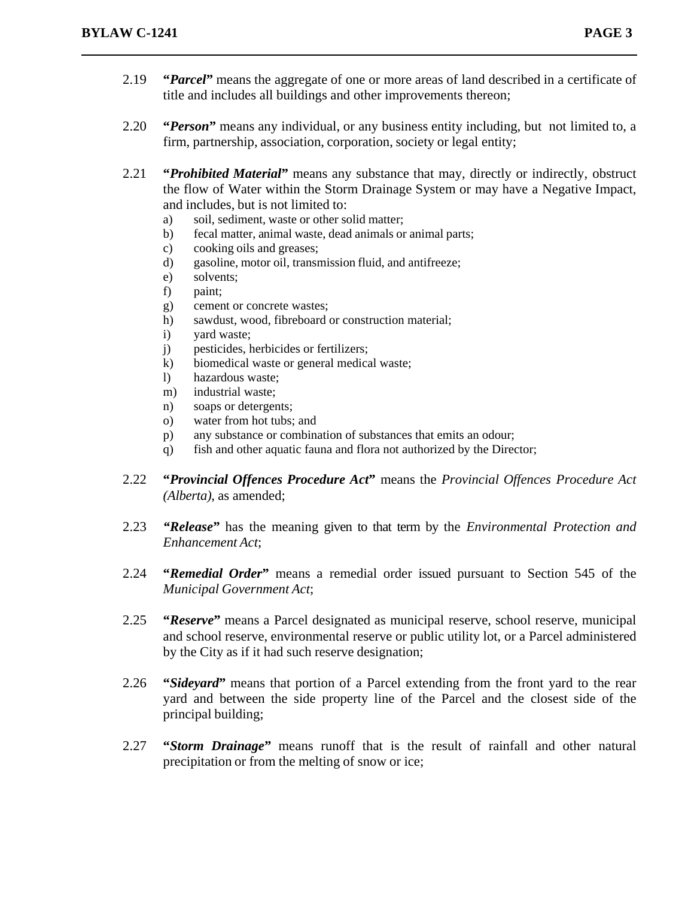2.19 **"*Parcel*"** means the aggregate of one or more areas of land described in a certificate of title and includes all buildings and other improvements thereon;

2.20 **"*Person*"** means any individual, or any business entity including, but not limited to, a firm, partnership, association, corporation, society or legal entity;

2.21 **"*Prohibited Material*"** means any substance that may, directly or indirectly, obstruct the flow of Water within the Storm Drainage System or may have a Negative Impact, and includes, but is not limited to:

a) soil, sediment, waste or other solid matter;
b) fecal matter, animal waste, dead animals or animal parts;
c) cooking oils and greases;
d) gasoline, motor oil, transmission fluid, and antifreeze;
e) solvents;
f) paint;
g) cement or concrete wastes;
h) sawdust, wood, fibreboard or construction material;
i) yard waste;
j) pesticides, herbicides or fertilizers;
k) biomedical waste or general medical waste;
l) hazardous waste;
m) industrial waste;
n) soaps or detergents;
o) water from hot tubs; and
p) any substance or combination of substances that emits an odour;
q) fish and other aquatic fauna and flora not authorized by the Director;

2.22 **"*Provincial Offences Procedure Act*"** means the *Provincial Offences Procedure Act (Alberta)*, as amended;

2.23 **"*Release*"** has the meaning given to that term by the *Environmental Protection and Enhancement Act*;

2.24 **"*Remedial Order*"** means a remedial order issued pursuant to Section 545 of the *Municipal Government Act*;

2.25 **"*Reserve*"** means a Parcel designated as municipal reserve, school reserve, municipal and school reserve, environmental reserve or public utility lot, or a Parcel administered by the City as if it had such reserve designation;

2.26 **"*Sideyard*"** means that portion of a Parcel extending from the front yard to the rear yard and between the side property line of the Parcel and the closest side of the principal building;

2.27 **"*Storm Drainage*"** means runoff that is the result of rainfall and other natural precipitation or from the melting of snow or ice;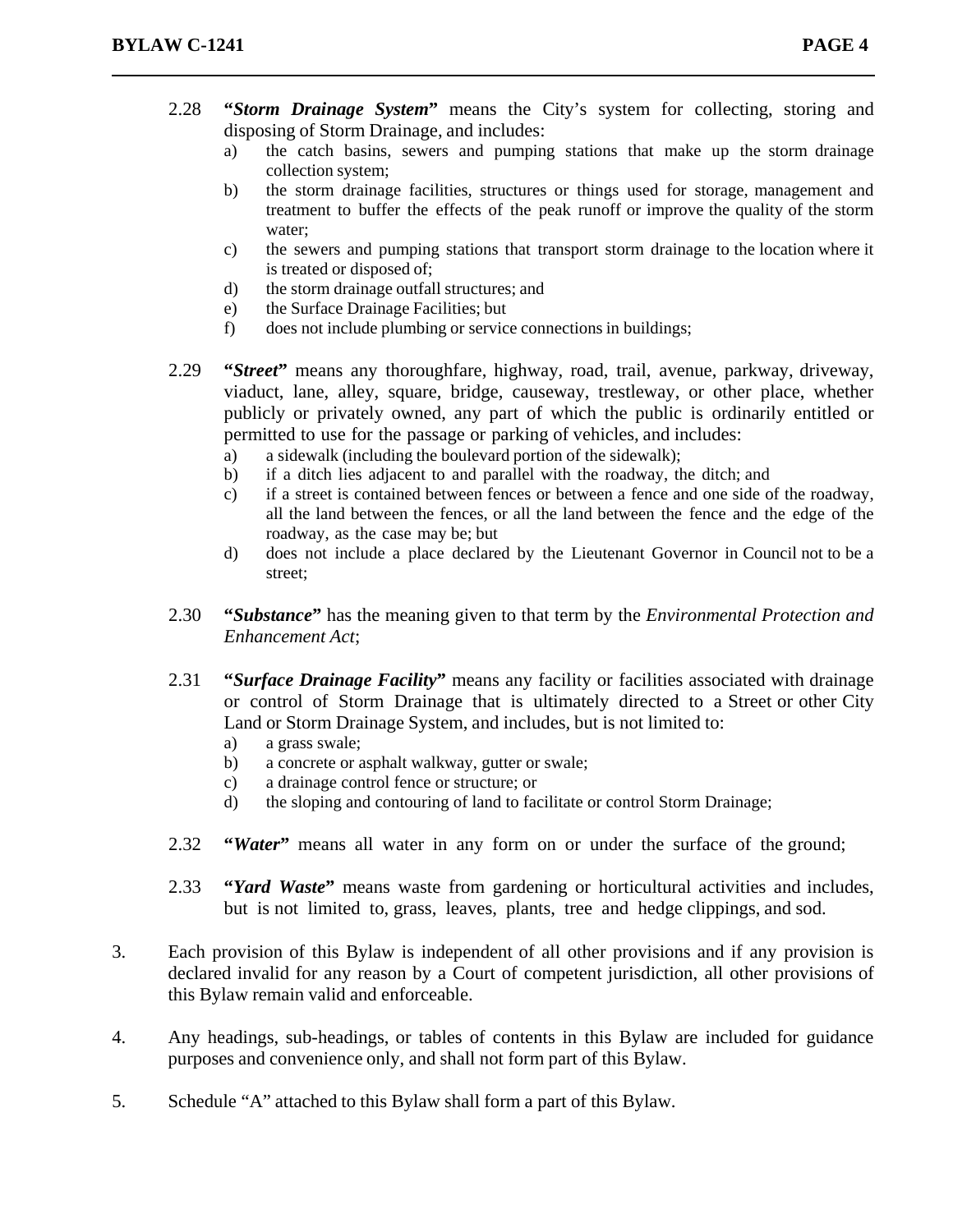2.28 **"*Storm Drainage System*"** means the City's system for collecting, storing and disposing of Storm Drainage, and includes:

a) the catch basins, sewers and pumping stations that make up the storm drainage collection system;

b) the storm drainage facilities, structures or things used for storage, management and treatment to buffer the effects of the peak runoff or improve the quality of the storm water;

c) the sewers and pumping stations that transport storm drainage to the location where it is treated or disposed of;

d) the storm drainage outfall structures; and

e) the Surface Drainage Facilities; but

f) does not include plumbing or service connections in buildings;

2.29 **"*Street*"** means any thoroughfare, highway, road, trail, avenue, parkway, driveway, viaduct, lane, alley, square, bridge, causeway, trestleway, or other place, whether publicly or privately owned, any part of which the public is ordinarily entitled or permitted to use for the passage or parking of vehicles, and includes:

a) a sidewalk (including the boulevard portion of the sidewalk);

b) if a ditch lies adjacent to and parallel with the roadway, the ditch; and

c) if a street is contained between fences or between a fence and one side of the roadway, all the land between the fences, or all the land between the fence and the edge of the roadway, as the case may be; but

d) does not include a place declared by the Lieutenant Governor in Council not to be a street;

2.30 **"*Substance*"** has the meaning given to that term by the *Environmental Protection and Enhancement Act*;

2.31 **"*Surface Drainage Facility*"** means any facility or facilities associated with drainage or control of Storm Drainage that is ultimately directed to a Street or other City Land or Storm Drainage System, and includes, but is not limited to:

a) a grass swale;

b) a concrete or asphalt walkway, gutter or swale;

c) a drainage control fence or structure; or

d) the sloping and contouring of land to facilitate or control Storm Drainage;

2.32 **"*Water*"** means all water in any form on or under the surface of the ground;

2.33 **"*Yard Waste*"** means waste from gardening or horticultural activities and includes, but is not limited to, grass, leaves, plants, tree and hedge clippings, and sod.

3. Each provision of this Bylaw is independent of all other provisions and if any provision is declared invalid for any reason by a Court of competent jurisdiction, all other provisions of this Bylaw remain valid and enforceable.

4. Any headings, sub-headings, or tables of contents in this Bylaw are included for guidance purposes and convenience only, and shall not form part of this Bylaw.

5. Schedule "A" attached to this Bylaw shall form a part of this Bylaw.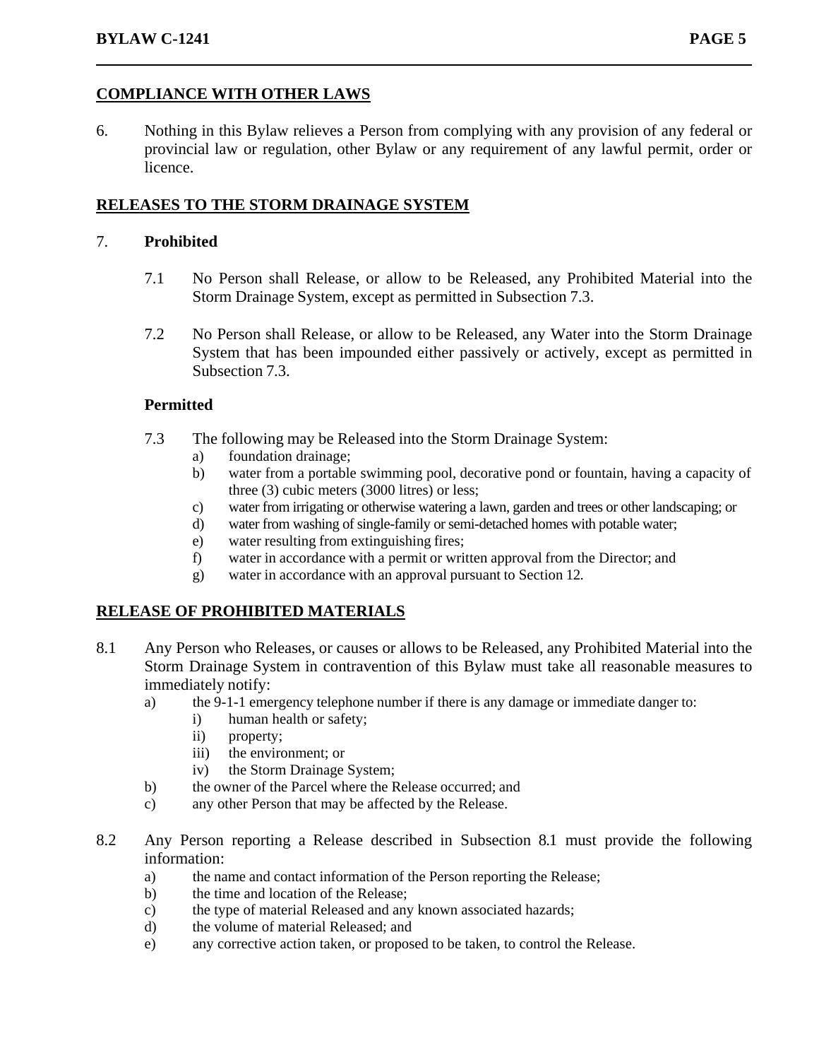## COMPLIANCE WITH OTHER LAWS

6. Nothing in this Bylaw relieves a Person from complying with any provision of any federal or provincial law or regulation, other Bylaw or any requirement of any lawful permit, order or licence.

## RELEASES TO THE STORM DRAINAGE SYSTEM

7. **Prohibited**

   7.1 No Person shall Release, or allow to be Released, any Prohibited Material into the Storm Drainage System, except as permitted in Subsection 7.3.

   7.2 No Person shall Release, or allow to be Released, any Water into the Storm Drainage System that has been impounded either passively or actively, except as permitted in Subsection 7.3.

   **Permitted**

   7.3 The following may be Released into the Storm Drainage System:
   - a) foundation drainage;
   - b) water from a portable swimming pool, decorative pond or fountain, having a capacity of three (3) cubic meters (3000 litres) or less;
   - c) water from irrigating or otherwise watering a lawn, garden and trees or other landscaping; or
   - d) water from washing of single-family or semi-detached homes with potable water;
   - e) water resulting from extinguishing fires;
   - f) water in accordance with a permit or written approval from the Director; and
   - g) water in accordance with an approval pursuant to Section 12.

## RELEASE OF PROHIBITED MATERIALS

8.1 Any Person who Releases, or causes or allows to be Released, any Prohibited Material into the Storm Drainage System in contravention of this Bylaw must take all reasonable measures to immediately notify:
- a) the 9-1-1 emergency telephone number if there is any damage or immediate danger to:
  - i) human health or safety;
  - ii) property;
  - iii) the environment; or
  - iv) the Storm Drainage System;
- b) the owner of the Parcel where the Release occurred; and
- c) any other Person that may be affected by the Release.

8.2 Any Person reporting a Release described in Subsection 8.1 must provide the following information:
- a) the name and contact information of the Person reporting the Release;
- b) the time and location of the Release;
- c) the type of material Released and any known associated hazards;
- d) the volume of material Released; and
- e) any corrective action taken, or proposed to be taken, to control the Release.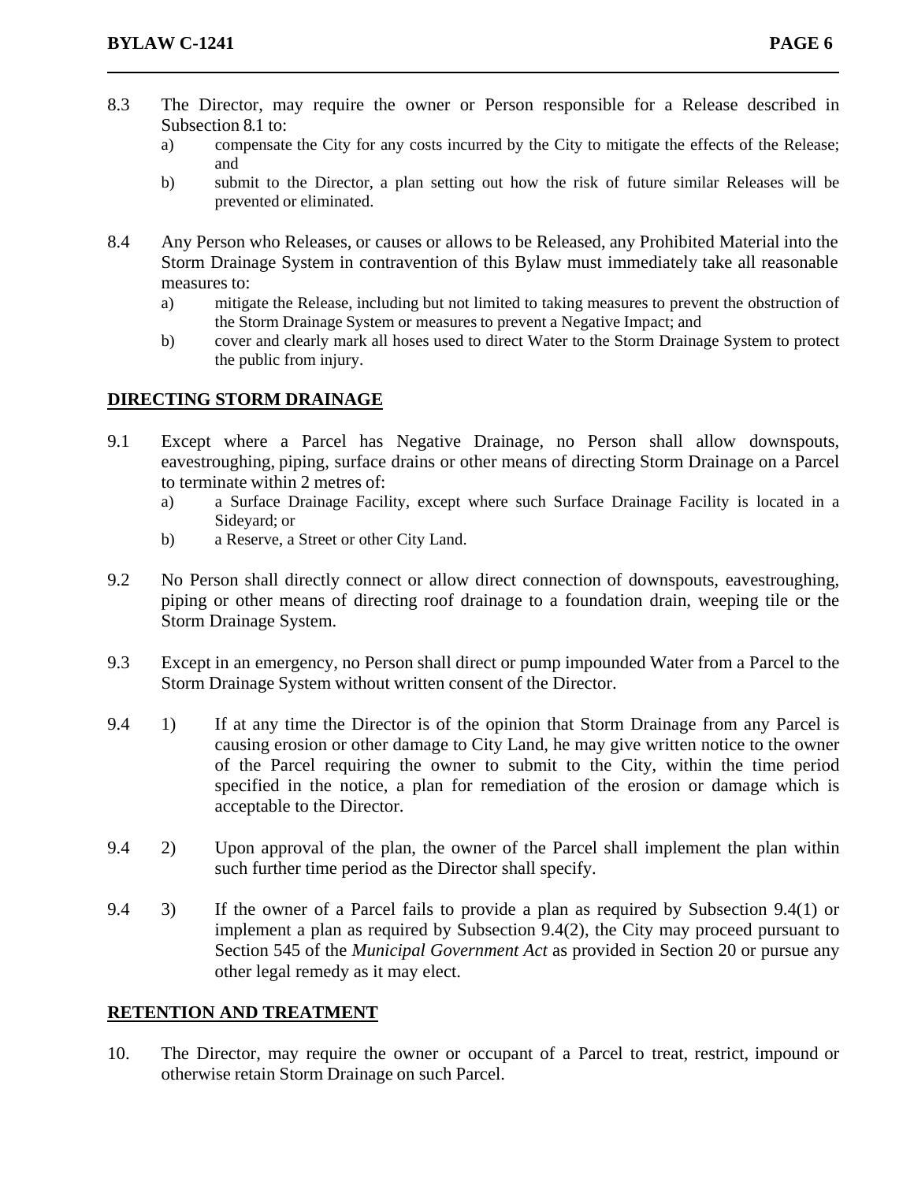8.3 The Director, may require the owner or Person responsible for a Release described in Subsection 8.1 to:

- a) compensate the City for any costs incurred by the City to mitigate the effects of the Release; and
- b) submit to the Director, a plan setting out how the risk of future similar Releases will be prevented or eliminated.

8.4 Any Person who Releases, or causes or allows to be Released, any Prohibited Material into the Storm Drainage System in contravention of this Bylaw must immediately take all reasonable measures to:

- a) mitigate the Release, including but not limited to taking measures to prevent the obstruction of the Storm Drainage System or measures to prevent a Negative Impact; and
- b) cover and clearly mark all hoses used to direct Water to the Storm Drainage System to protect the public from injury.

## DIRECTING STORM DRAINAGE

9.1 Except where a Parcel has Negative Drainage, no Person shall allow downspouts, eavestroughing, piping, surface drains or other means of directing Storm Drainage on a Parcel to terminate within 2 metres of:

- a) a Surface Drainage Facility, except where such Surface Drainage Facility is located in a Sideyard; or
- b) a Reserve, a Street or other City Land.

9.2 No Person shall directly connect or allow direct connection of downspouts, eavestroughing, piping or other means of directing roof drainage to a foundation drain, weeping tile or the Storm Drainage System.

9.3 Except in an emergency, no Person shall direct or pump impounded Water from a Parcel to the Storm Drainage System without written consent of the Director.

9.4 1) If at any time the Director is of the opinion that Storm Drainage from any Parcel is causing erosion or other damage to City Land, he may give written notice to the owner of the Parcel requiring the owner to submit to the City, within the time period specified in the notice, a plan for remediation of the erosion or damage which is acceptable to the Director.

9.4 2) Upon approval of the plan, the owner of the Parcel shall implement the plan within such further time period as the Director shall specify.

9.4 3) If the owner of a Parcel fails to provide a plan as required by Subsection 9.4(1) or implement a plan as required by Subsection 9.4(2), the City may proceed pursuant to Section 545 of the *Municipal Government Act* as provided in Section 20 or pursue any other legal remedy as it may elect.

## RETENTION AND TREATMENT

10. The Director, may require the owner or occupant of a Parcel to treat, restrict, impound or otherwise retain Storm Drainage on such Parcel.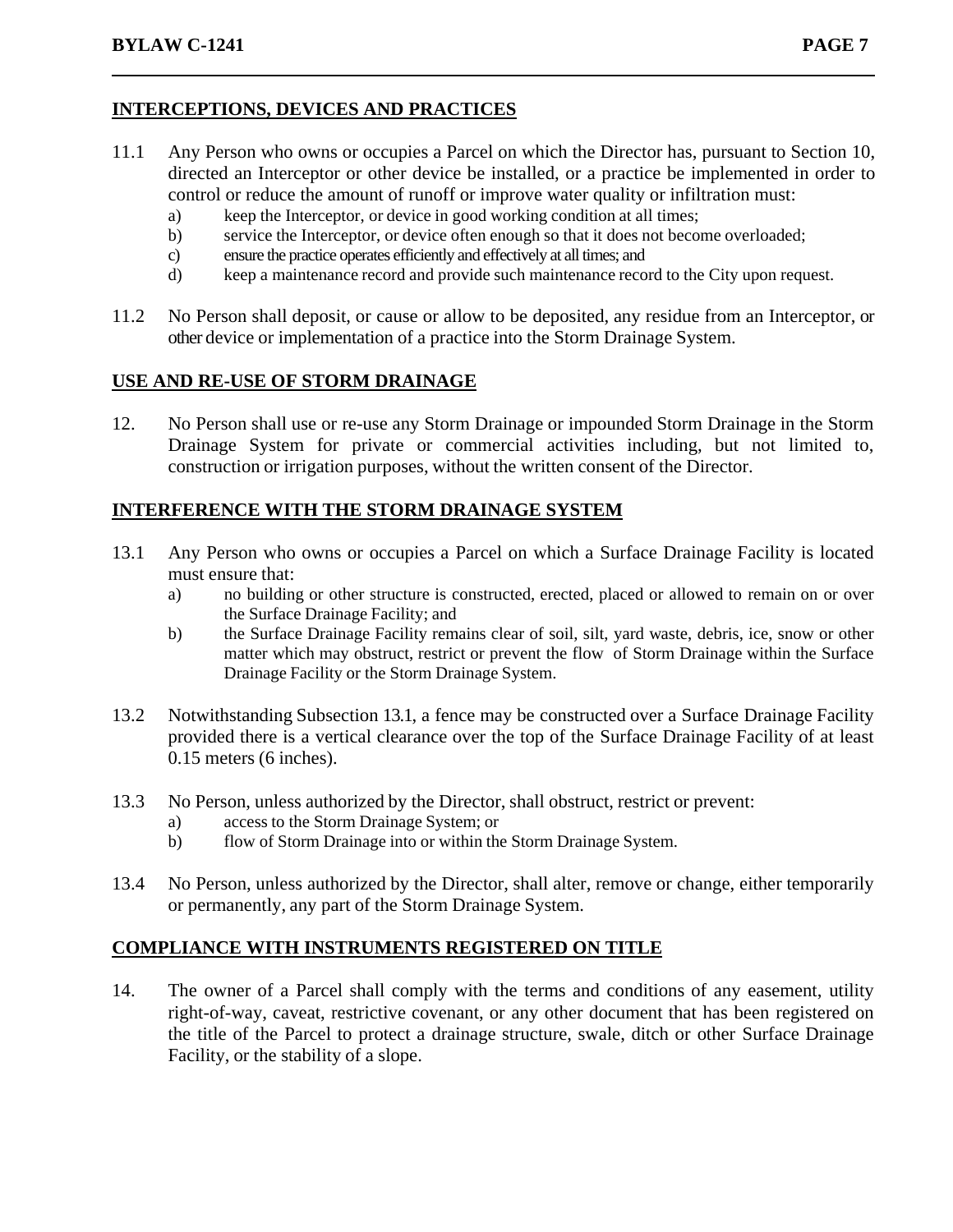## INTERCEPTIONS, DEVICES AND PRACTICES

11.1 Any Person who owns or occupies a Parcel on which the Director has, pursuant to Section 10, directed an Interceptor or other device be installed, or a practice be implemented in order to control or reduce the amount of runoff or improve water quality or infiltration must:

   a) keep the Interceptor, or device in good working condition at all times;
   b) service the Interceptor, or device often enough so that it does not become overloaded;
   c) ensure the practice operates efficiently and effectively at all times; and
   d) keep a maintenance record and provide such maintenance record to the City upon request.

11.2 No Person shall deposit, or cause or allow to be deposited, any residue from an Interceptor, or other device or implementation of a practice into the Storm Drainage System.

## USE AND RE-USE OF STORM DRAINAGE

12. No Person shall use or re-use any Storm Drainage or impounded Storm Drainage in the Storm Drainage System for private or commercial activities including, but not limited to, construction or irrigation purposes, without the written consent of the Director.

## INTERFERENCE WITH THE STORM DRAINAGE SYSTEM

13.1 Any Person who owns or occupies a Parcel on which a Surface Drainage Facility is located must ensure that:

   a) no building or other structure is constructed, erected, placed or allowed to remain on or over the Surface Drainage Facility; and
   b) the Surface Drainage Facility remains clear of soil, silt, yard waste, debris, ice, snow or other matter which may obstruct, restrict or prevent the flow of Storm Drainage within the Surface Drainage Facility or the Storm Drainage System.

13.2 Notwithstanding Subsection 13.1, a fence may be constructed over a Surface Drainage Facility provided there is a vertical clearance over the top of the Surface Drainage Facility of at least 0.15 meters (6 inches).

13.3 No Person, unless authorized by the Director, shall obstruct, restrict or prevent:

   a) access to the Storm Drainage System; or
   b) flow of Storm Drainage into or within the Storm Drainage System.

13.4 No Person, unless authorized by the Director, shall alter, remove or change, either temporarily or permanently, any part of the Storm Drainage System.

## COMPLIANCE WITH INSTRUMENTS REGISTERED ON TITLE

14. The owner of a Parcel shall comply with the terms and conditions of any easement, utility right-of-way, caveat, restrictive covenant, or any other document that has been registered on the title of the Parcel to protect a drainage structure, swale, ditch or other Surface Drainage Facility, or the stability of a slope.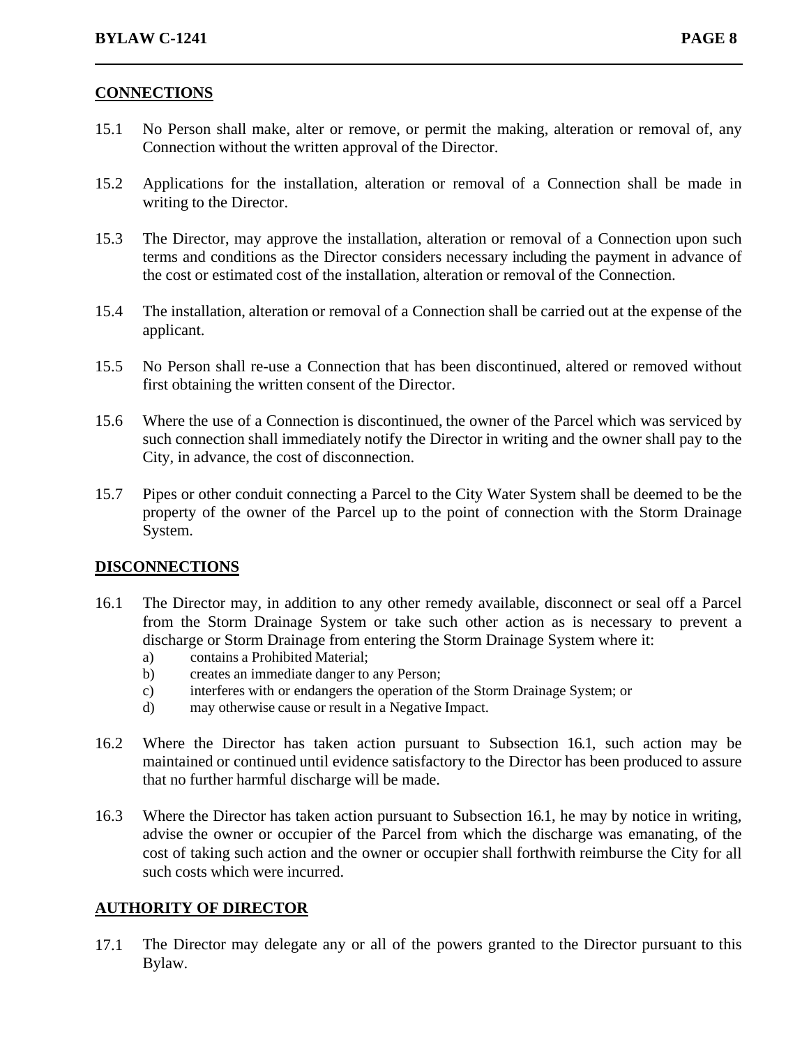## CONNECTIONS

15.1 No Person shall make, alter or remove, or permit the making, alteration or removal of, any Connection without the written approval of the Director.

15.2 Applications for the installation, alteration or removal of a Connection shall be made in writing to the Director.

15.3 The Director, may approve the installation, alteration or removal of a Connection upon such terms and conditions as the Director considers necessary including the payment in advance of the cost or estimated cost of the installation, alteration or removal of the Connection.

15.4 The installation, alteration or removal of a Connection shall be carried out at the expense of the applicant.

15.5 No Person shall re-use a Connection that has been discontinued, altered or removed without first obtaining the written consent of the Director.

15.6 Where the use of a Connection is discontinued, the owner of the Parcel which was serviced by such connection shall immediately notify the Director in writing and the owner shall pay to the City, in advance, the cost of disconnection.

15.7 Pipes or other conduit connecting a Parcel to the City Water System shall be deemed to be the property of the owner of the Parcel up to the point of connection with the Storm Drainage System.

## DISCONNECTIONS

16.1 The Director may, in addition to any other remedy available, disconnect or seal off a Parcel from the Storm Drainage System or take such other action as is necessary to prevent a discharge or Storm Drainage from entering the Storm Drainage System where it:

a) contains a Prohibited Material;
b) creates an immediate danger to any Person;
c) interferes with or endangers the operation of the Storm Drainage System; or
d) may otherwise cause or result in a Negative Impact.

16.2 Where the Director has taken action pursuant to Subsection 16.1, such action may be maintained or continued until evidence satisfactory to the Director has been produced to assure that no further harmful discharge will be made.

16.3 Where the Director has taken action pursuant to Subsection 16.1, he may by notice in writing, advise the owner or occupier of the Parcel from which the discharge was emanating, of the cost of taking such action and the owner or occupier shall forthwith reimburse the City for all such costs which were incurred.

## AUTHORITY OF DIRECTOR

17.1 The Director may delegate any or all of the powers granted to the Director pursuant to this Bylaw.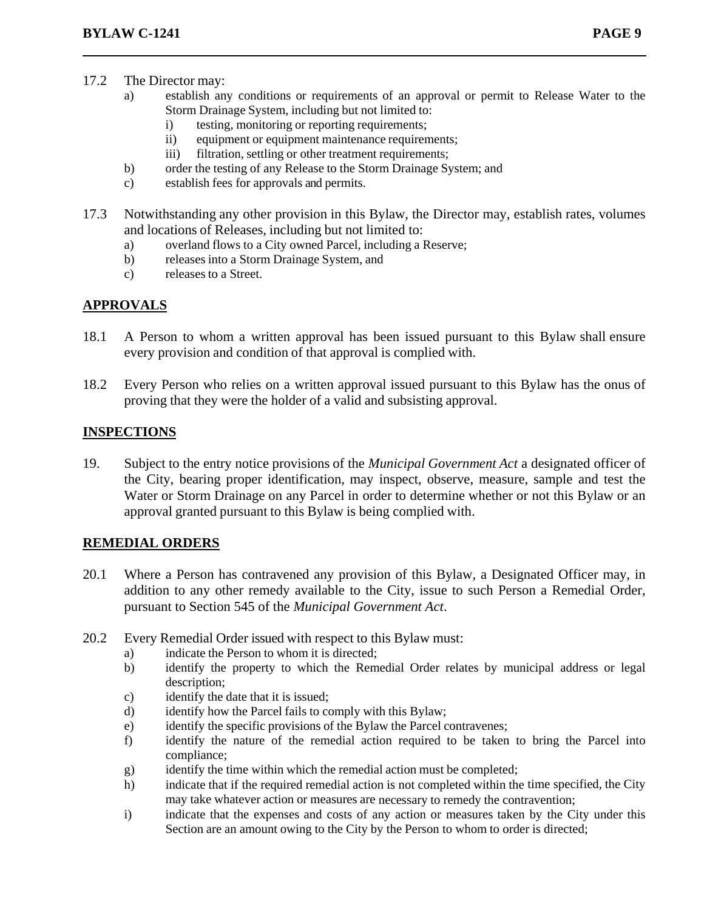17.2 The Director may:

a) establish any conditions or requirements of an approval or permit to Release Water to the Storm Drainage System, including but not limited to:
   i) testing, monitoring or reporting requirements;
   ii) equipment or equipment maintenance requirements;
   iii) filtration, settling or other treatment requirements;

b) order the testing of any Release to the Storm Drainage System; and

c) establish fees for approvals and permits.

17.3 Notwithstanding any other provision in this Bylaw, the Director may, establish rates, volumes and locations of Releases, including but not limited to:

a) overland flows to a City owned Parcel, including a Reserve;

b) releases into a Storm Drainage System, and

c) releases to a Street.

## APPROVALS

18.1 A Person to whom a written approval has been issued pursuant to this Bylaw shall ensure every provision and condition of that approval is complied with.

18.2 Every Person who relies on a written approval issued pursuant to this Bylaw has the onus of proving that they were the holder of a valid and subsisting approval.

## INSPECTIONS

19. Subject to the entry notice provisions of the *Municipal Government Act* a designated officer of the City, bearing proper identification, may inspect, observe, measure, sample and test the Water or Storm Drainage on any Parcel in order to determine whether or not this Bylaw or an approval granted pursuant to this Bylaw is being complied with.

## REMEDIAL ORDERS

20.1 Where a Person has contravened any provision of this Bylaw, a Designated Officer may, in addition to any other remedy available to the City, issue to such Person a Remedial Order, pursuant to Section 545 of the *Municipal Government Act*.

20.2 Every Remedial Order issued with respect to this Bylaw must:

a) indicate the Person to whom it is directed;

b) identify the property to which the Remedial Order relates by municipal address or legal description;

c) identify the date that it is issued;

d) identify how the Parcel fails to comply with this Bylaw;

e) identify the specific provisions of the Bylaw the Parcel contravenes;

f) identify the nature of the remedial action required to be taken to bring the Parcel into compliance;

g) identify the time within which the remedial action must be completed;

h) indicate that if the required remedial action is not completed within the time specified, the City may take whatever action or measures are necessary to remedy the contravention;

i) indicate that the expenses and costs of any action or measures taken by the City under this Section are an amount owing to the City by the Person to whom to order is directed;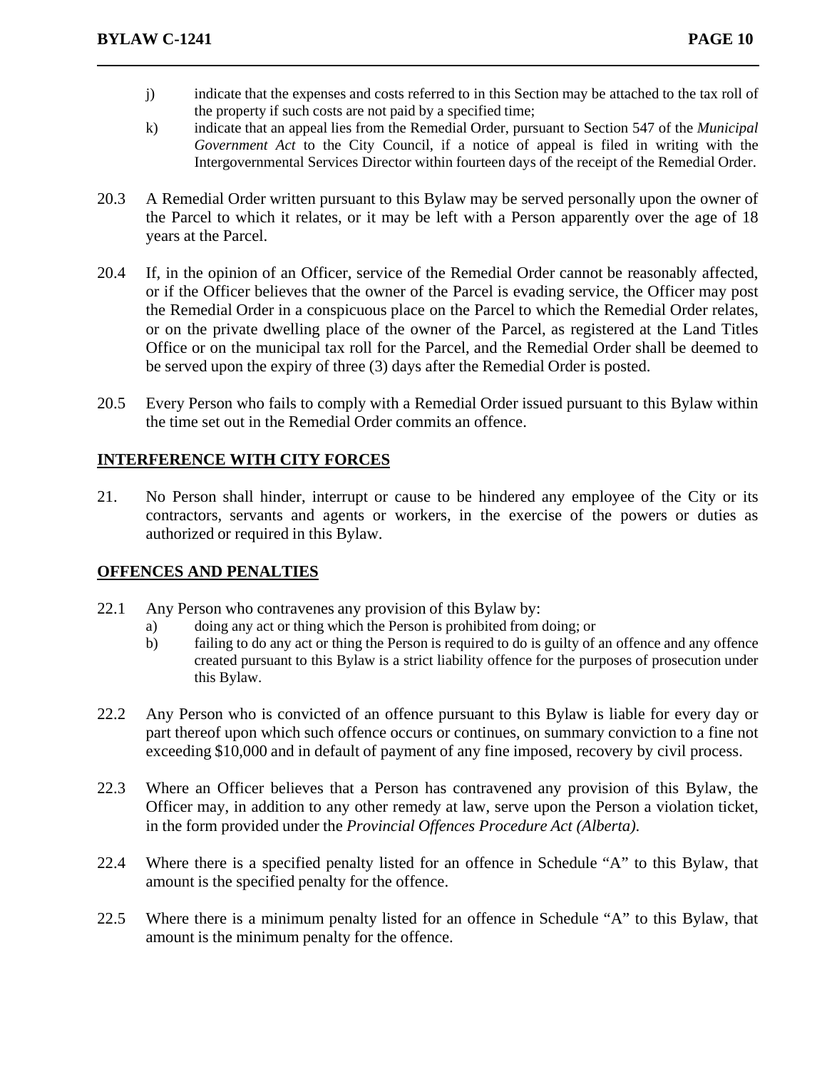j) indicate that the expenses and costs referred to in this Section may be attached to the tax roll of the property if such costs are not paid by a specified time;

k) indicate that an appeal lies from the Remedial Order, pursuant to Section 547 of the *Municipal Government Act* to the City Council, if a notice of appeal is filed in writing with the Intergovernmental Services Director within fourteen days of the receipt of the Remedial Order.

20.3 A Remedial Order written pursuant to this Bylaw may be served personally upon the owner of the Parcel to which it relates, or it may be left with a Person apparently over the age of 18 years at the Parcel.

20.4 If, in the opinion of an Officer, service of the Remedial Order cannot be reasonably affected, or if the Officer believes that the owner of the Parcel is evading service, the Officer may post the Remedial Order in a conspicuous place on the Parcel to which the Remedial Order relates, or on the private dwelling place of the owner of the Parcel, as registered at the Land Titles Office or on the municipal tax roll for the Parcel, and the Remedial Order shall be deemed to be served upon the expiry of three (3) days after the Remedial Order is posted.

20.5 Every Person who fails to comply with a Remedial Order issued pursuant to this Bylaw within the time set out in the Remedial Order commits an offence.

## INTERFERENCE WITH CITY FORCES

21. No Person shall hinder, interrupt or cause to be hindered any employee of the City or its contractors, servants and agents or workers, in the exercise of the powers or duties as authorized or required in this Bylaw.

## OFFENCES AND PENALTIES

22.1 Any Person who contravenes any provision of this Bylaw by:

a) doing any act or thing which the Person is prohibited from doing; or

b) failing to do any act or thing the Person is required to do is guilty of an offence and any offence created pursuant to this Bylaw is a strict liability offence for the purposes of prosecution under this Bylaw.

22.2 Any Person who is convicted of an offence pursuant to this Bylaw is liable for every day or part thereof upon which such offence occurs or continues, on summary conviction to a fine not exceeding $10,000 and in default of payment of any fine imposed, recovery by civil process.

22.3 Where an Officer believes that a Person has contravened any provision of this Bylaw, the Officer may, in addition to any other remedy at law, serve upon the Person a violation ticket, in the form provided under the *Provincial Offences Procedure Act (Alberta)*.

22.4 Where there is a specified penalty listed for an offence in Schedule "A" to this Bylaw, that amount is the specified penalty for the offence.

22.5 Where there is a minimum penalty listed for an offence in Schedule "A" to this Bylaw, that amount is the minimum penalty for the offence.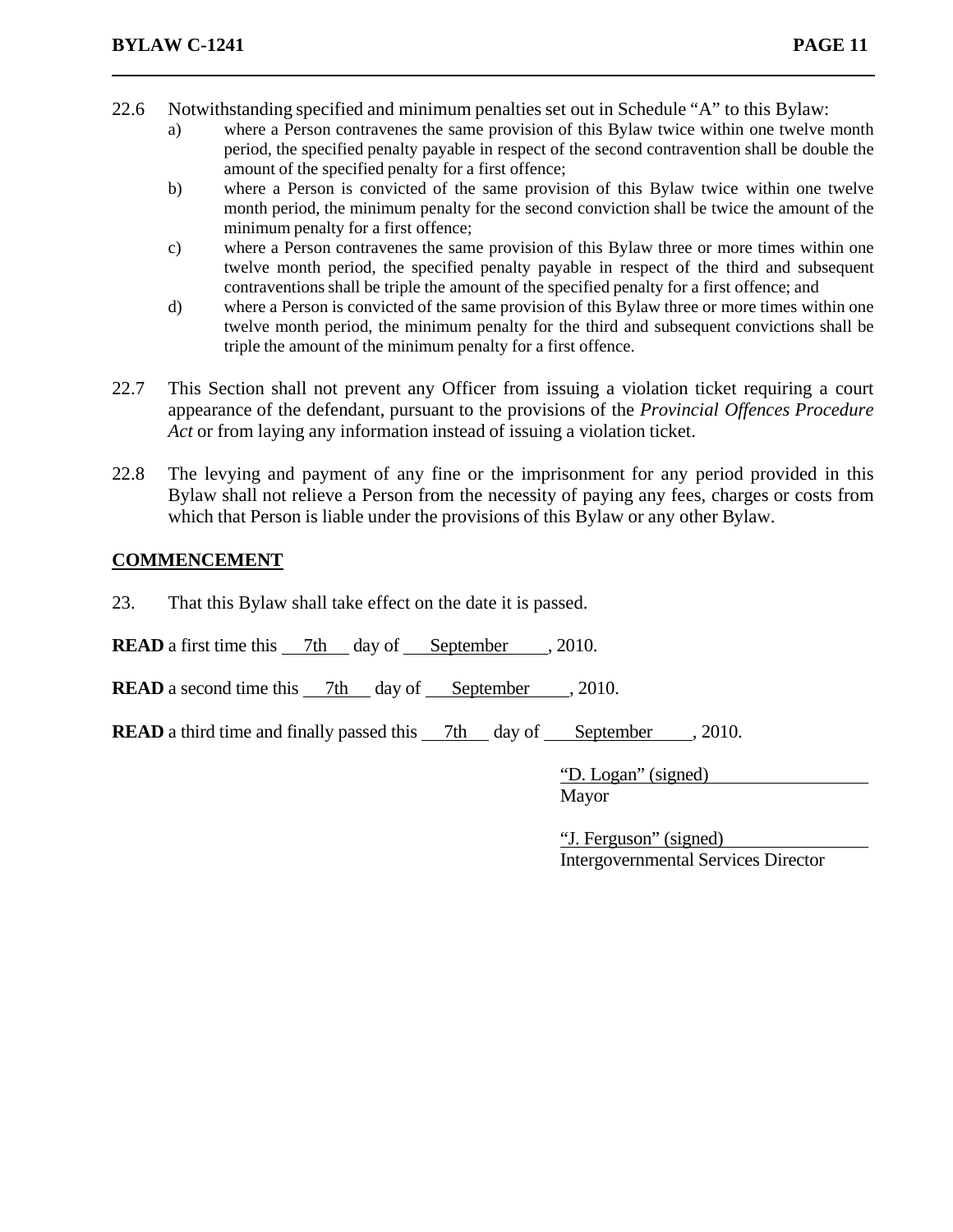22.6 Notwithstanding specified and minimum penalties set out in Schedule "A" to this Bylaw:

a) where a Person contravenes the same provision of this Bylaw twice within one twelve month period, the specified penalty payable in respect of the second contravention shall be double the amount of the specified penalty for a first offence;

b) where a Person is convicted of the same provision of this Bylaw twice within one twelve month period, the minimum penalty for the second conviction shall be twice the amount of the minimum penalty for a first offence;

c) where a Person contravenes the same provision of this Bylaw three or more times within one twelve month period, the specified penalty payable in respect of the third and subsequent contraventions shall be triple the amount of the specified penalty for a first offence; and

d) where a Person is convicted of the same provision of this Bylaw three or more times within one twelve month period, the minimum penalty for the third and subsequent convictions shall be triple the amount of the minimum penalty for a first offence.

22.7 This Section shall not prevent any Officer from issuing a violation ticket requiring a court appearance of the defendant, pursuant to the provisions of the *Provincial Offences Procedure Act* or from laying any information instead of issuing a violation ticket.

22.8 The levying and payment of any fine or the imprisonment for any period provided in this Bylaw shall not relieve a Person from the necessity of paying any fees, charges or costs from which that Person is liable under the provisions of this Bylaw or any other Bylaw.

## COMMENCEMENT

23. That this Bylaw shall take effect on the date it is passed.

**READ** a first time this 7th day of September, 2010.

**READ** a second time this 7th day of September, 2010.

**READ** a third time and finally passed this 7th day of September, 2010.

"D. Logan" (signed)
Mayor

"J. Ferguson" (signed)
Intergovernmental Services Director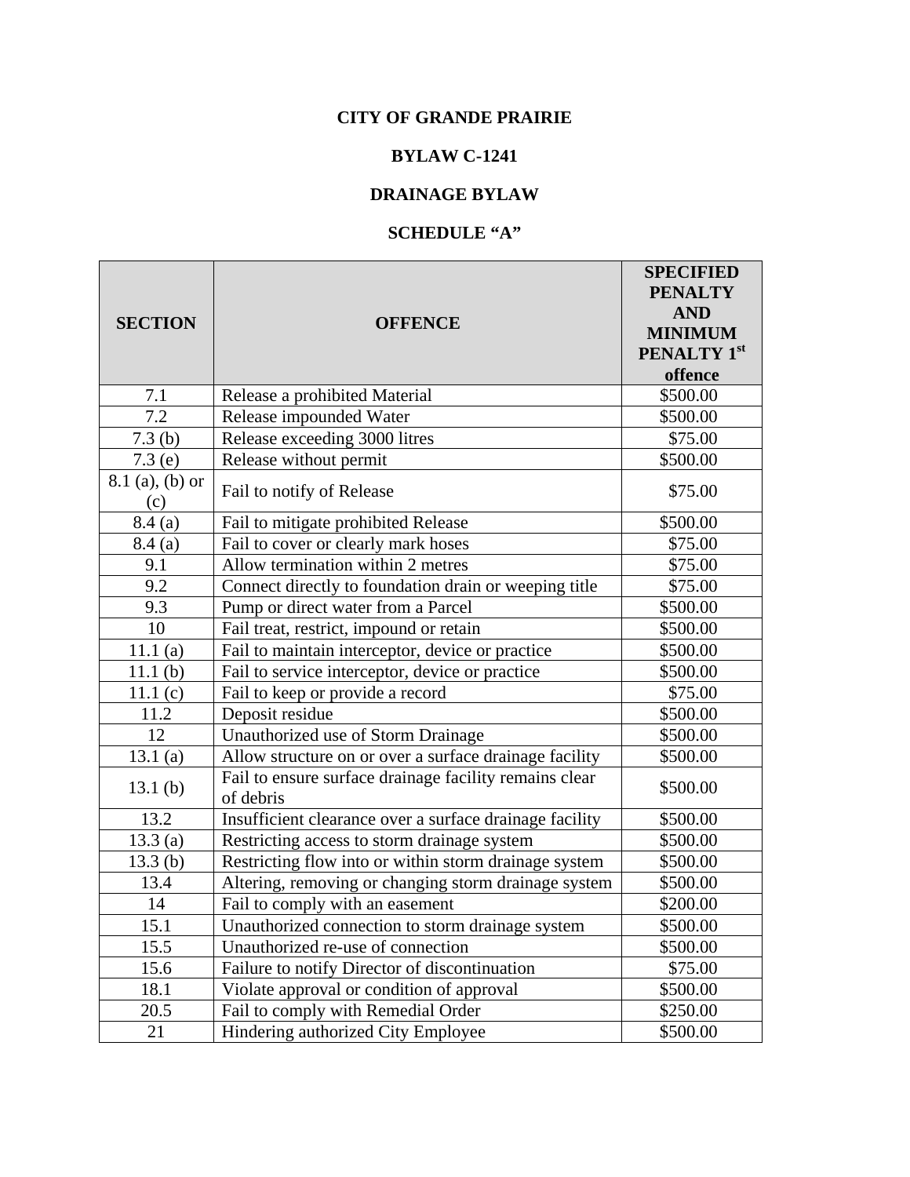**CITY OF GRANDE PRAIRIE**

**BYLAW C-1241**

**DRAINAGE BYLAW**

**SCHEDULE "A"**

| SECTION | OFFENCE | SPECIFIED PENALTY AND MINIMUM PENALTY 1st offence |
|---|---|---|
| 7.1 | Release a prohibited Material | $500.00 |
| 7.2 | Release impounded Water | $500.00 |
| 7.3 (b) | Release exceeding 3000 litres | $75.00 |
| 7.3 (e) | Release without permit | $500.00 |
| 8.1 (a), (b) or (c) | Fail to notify of Release | $75.00 |
| 8.4 (a) | Fail to mitigate prohibited Release | $500.00 |
| 8.4 (a) | Fail to cover or clearly mark hoses | $75.00 |
| 9.1 | Allow termination within 2 metres | $75.00 |
| 9.2 | Connect directly to foundation drain or weeping title | $75.00 |
| 9.3 | Pump or direct water from a Parcel | $500.00 |
| 10 | Fail treat, restrict, impound or retain | $500.00 |
| 11.1 (a) | Fail to maintain interceptor, device or practice | $500.00 |
| 11.1 (b) | Fail to service interceptor, device or practice | $500.00 |
| 11.1 (c) | Fail to keep or provide a record | $75.00 |
| 11.2 | Deposit residue | $500.00 |
| 12 | Unauthorized use of Storm Drainage | $500.00 |
| 13.1 (a) | Allow structure on or over a surface drainage facility | $500.00 |
| 13.1 (b) | Fail to ensure surface drainage facility remains clear of debris | $500.00 |
| 13.2 | Insufficient clearance over a surface drainage facility | $500.00 |
| 13.3 (a) | Restricting access to storm drainage system | $500.00 |
| 13.3 (b) | Restricting flow into or within storm drainage system | $500.00 |
| 13.4 | Altering, removing or changing storm drainage system | $500.00 |
| 14 | Fail to comply with an easement | $200.00 |
| 15.1 | Unauthorized connection to storm drainage system | $500.00 |
| 15.5 | Unauthorized re-use of connection | $500.00 |
| 15.6 | Failure to notify Director of discontinuation | $75.00 |
| 18.1 | Violate approval or condition of approval | $500.00 |
| 20.5 | Fail to comply with Remedial Order | $250.00 |
| 21 | Hindering authorized City Employee | $500.00 |